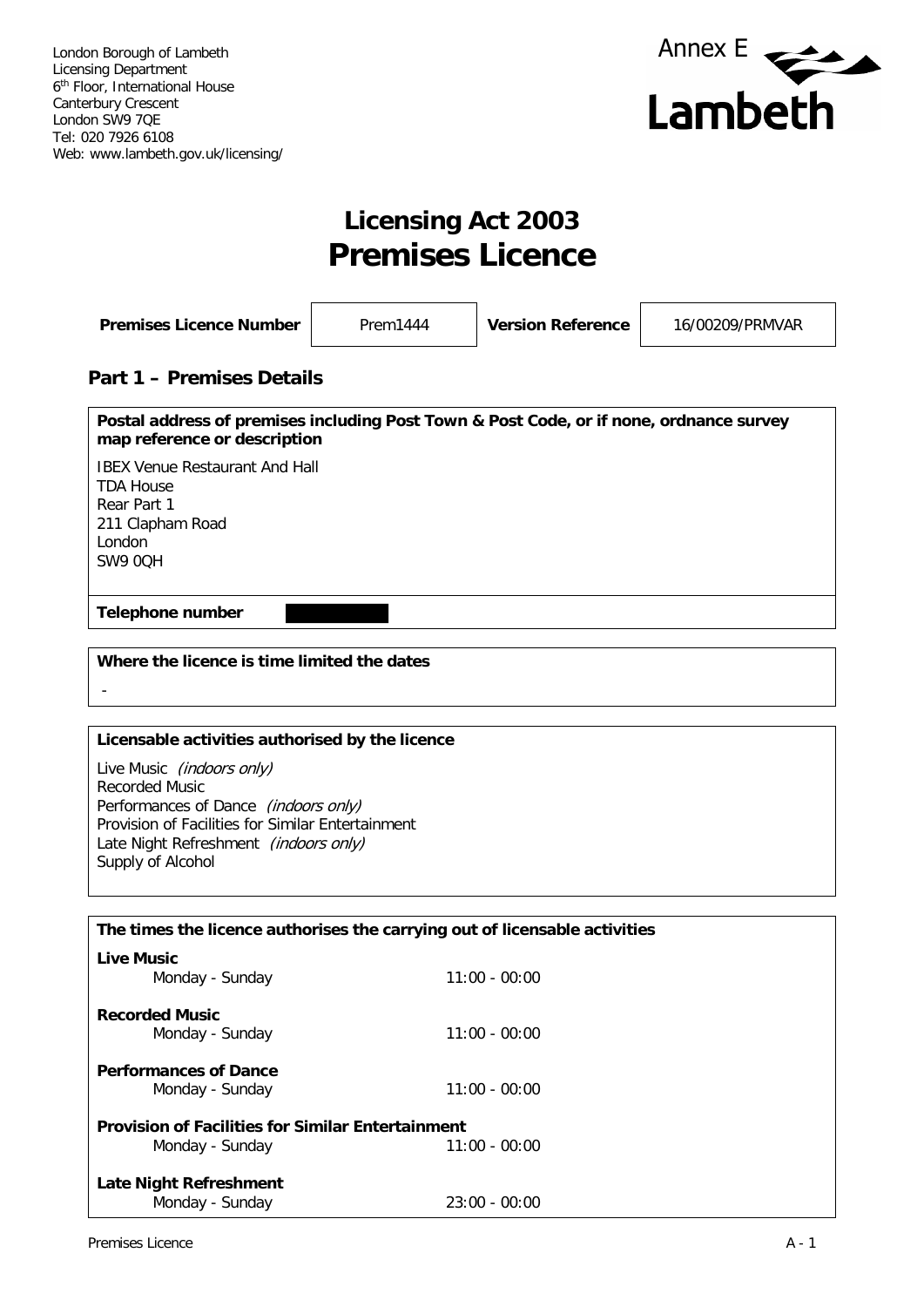London Borough of Lambeth
Licensing Department
6th Floor, International House
Canterbury Crescent
London SW9 7QE
Tel: 020 7926 6108
Web: www.lambeth.gov.uk/licensing/

Annex E

Lambeth

# Licensing Act 2003
# Premises Licence

| **Premises Licence Number** | Prem1444 | **Version Reference** | 16/00209/PRMVAR |
|---|---|---|---|

## Part 1 – Premises Details

**Postal address of premises including Post Town & Post Code, or if none, ordnance survey map reference or description**

IBEX Venue Restaurant And Hall
TDA House
Rear Part 1
211 Clapham Road
London
SW9 0QH

**Telephone number**

**Where the licence is time limited the dates**

-

**Licensable activities authorised by the licence**

Live Music *(indoors only)*
Recorded Music
Performances of Dance *(indoors only)*
Provision of Facilities for Similar Entertainment
Late Night Refreshment *(indoors only)*
Supply of Alcohol

**The times the licence authorises the carrying out of licensable activities**

**Live Music**

| Monday - Sunday | 11:00 - 00:00 |
|---|---|

**Recorded Music**

| Monday - Sunday | 11:00 - 00:00 |
|---|---|

**Performances of Dance**

| Monday - Sunday | 11:00 - 00:00 |
|---|---|

**Provision of Facilities for Similar Entertainment**

| Monday - Sunday | 11:00 - 00:00 |
|---|---|

**Late Night Refreshment**

| Monday - Sunday | 23:00 - 00:00 |
|---|---|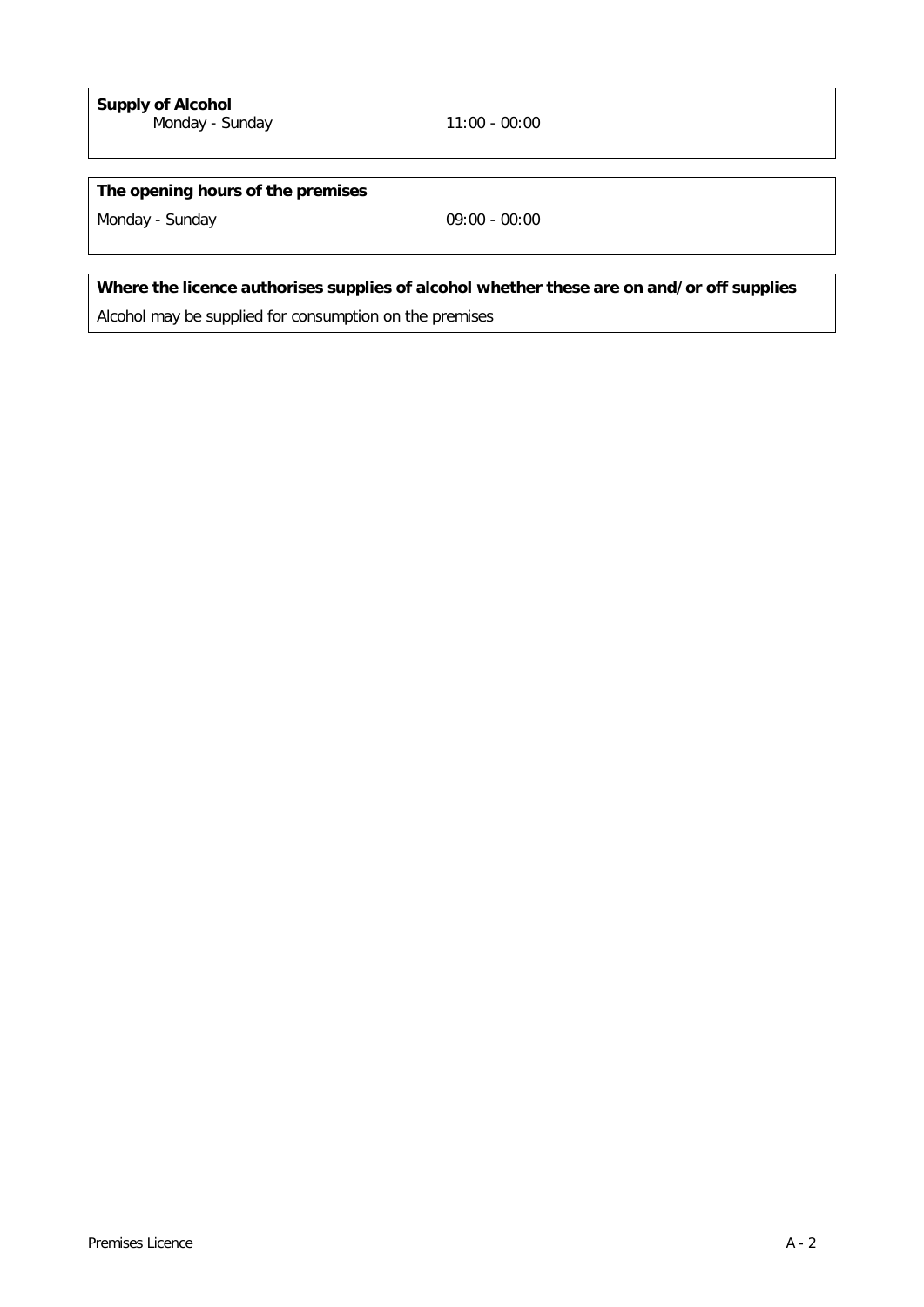**Supply of Alcohol**

Monday - Sunday 11:00 - 00:00

**The opening hours of the premises**

Monday - Sunday 09:00 - 00:00

**Where the licence authorises supplies of alcohol whether these are on and/or off supplies**

Alcohol may be supplied for consumption on the premises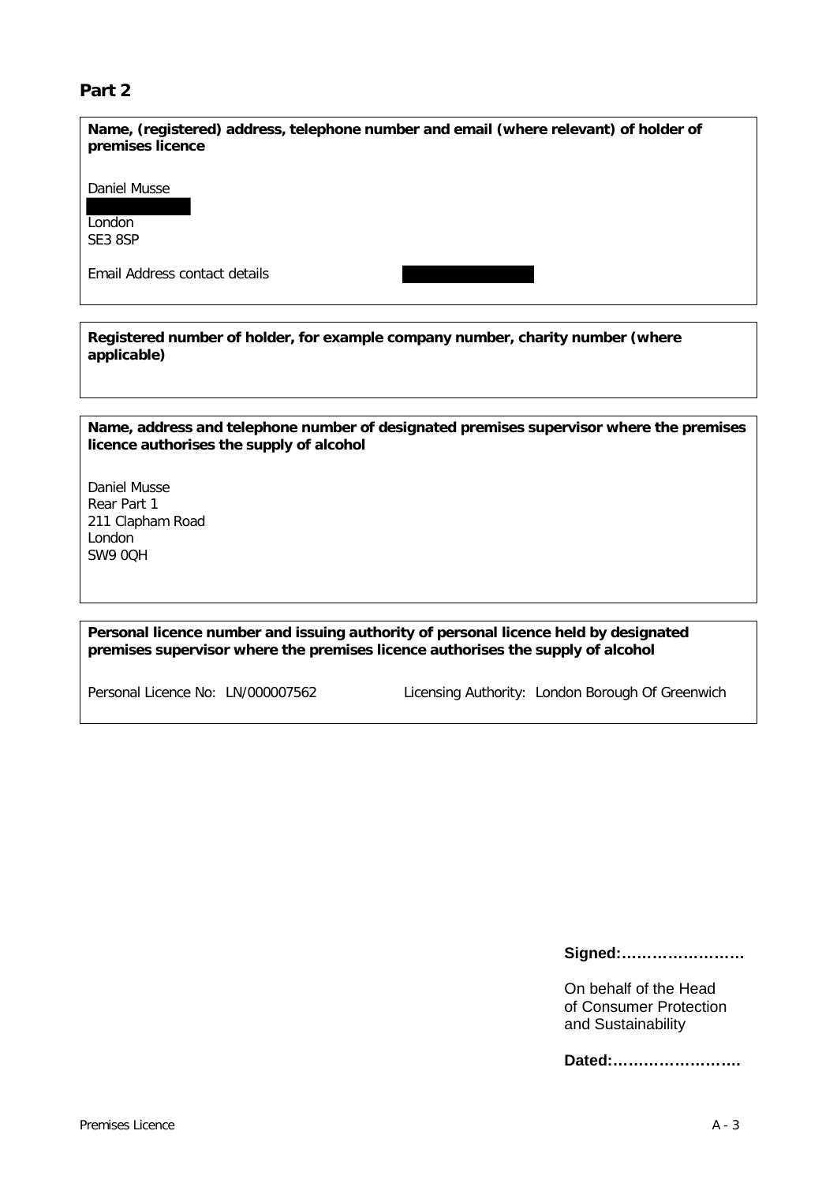## Part 2

**Name, (registered) address, telephone number and email (where relevant) of holder of premises licence**

Daniel Musse

London
SE3 8SP

Email Address contact details

**Registered number of holder, for example company number, charity number (where applicable)**

**Name, address and telephone number of designated premises supervisor where the premises licence authorises the supply of alcohol**

Daniel Musse
Rear Part 1
211 Clapham Road
London
SW9 0QH

**Personal licence number and issuing authority of personal licence held by designated premises supervisor where the premises licence authorises the supply of alcohol**

Personal Licence No: LN/000007562 Licensing Authority: London Borough Of Greenwich

**Signed:……………………**

On behalf of the Head of Consumer Protection and Sustainability

**Dated:…………………….**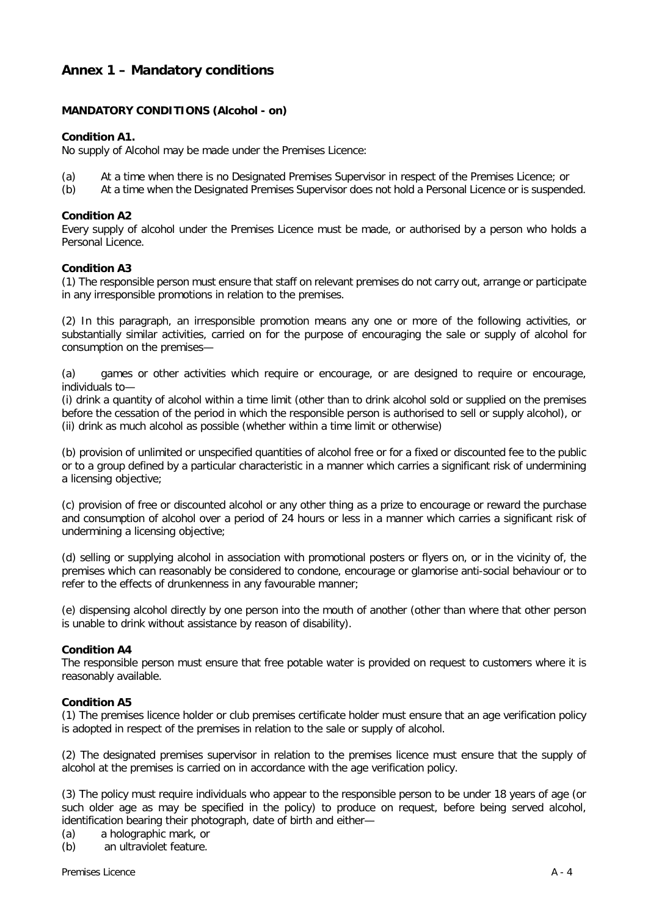# Annex 1 – Mandatory conditions

**MANDATORY CONDITIONS (Alcohol - on)**

**Condition A1.**
No supply of Alcohol may be made under the Premises Licence:

(a) At a time when there is no Designated Premises Supervisor in respect of the Premises Licence; or
(b) At a time when the Designated Premises Supervisor does not hold a Personal Licence or is suspended.

**Condition A2**
Every supply of alcohol under the Premises Licence must be made, or authorised by a person who holds a Personal Licence.

**Condition A3**
(1) The responsible person must ensure that staff on relevant premises do not carry out, arrange or participate in any irresponsible promotions in relation to the premises.

(2) In this paragraph, an irresponsible promotion means any one or more of the following activities, or substantially similar activities, carried on for the purpose of encouraging the sale or supply of alcohol for consumption on the premises—

(a) games or other activities which require or encourage, or are designed to require or encourage, individuals to—
(i) drink a quantity of alcohol within a time limit (other than to drink alcohol sold or supplied on the premises before the cessation of the period in which the responsible person is authorised to sell or supply alcohol), or
(ii) drink as much alcohol as possible (whether within a time limit or otherwise)

(b) provision of unlimited or unspecified quantities of alcohol free or for a fixed or discounted fee to the public or to a group defined by a particular characteristic in a manner which carries a significant risk of undermining a licensing objective;

(c) provision of free or discounted alcohol or any other thing as a prize to encourage or reward the purchase and consumption of alcohol over a period of 24 hours or less in a manner which carries a significant risk of undermining a licensing objective;

(d) selling or supplying alcohol in association with promotional posters or flyers on, or in the vicinity of, the premises which can reasonably be considered to condone, encourage or glamorise anti-social behaviour or to refer to the effects of drunkenness in any favourable manner;

(e) dispensing alcohol directly by one person into the mouth of another (other than where that other person is unable to drink without assistance by reason of disability).

**Condition A4**
The responsible person must ensure that free potable water is provided on request to customers where it is reasonably available.

**Condition A5**
(1) The premises licence holder or club premises certificate holder must ensure that an age verification policy is adopted in respect of the premises in relation to the sale or supply of alcohol.

(2) The designated premises supervisor in relation to the premises licence must ensure that the supply of alcohol at the premises is carried on in accordance with the age verification policy.

(3) The policy must require individuals who appear to the responsible person to be under 18 years of age (or such older age as may be specified in the policy) to produce on request, before being served alcohol, identification bearing their photograph, date of birth and either—
(a) a holographic mark, or
(b) an ultraviolet feature.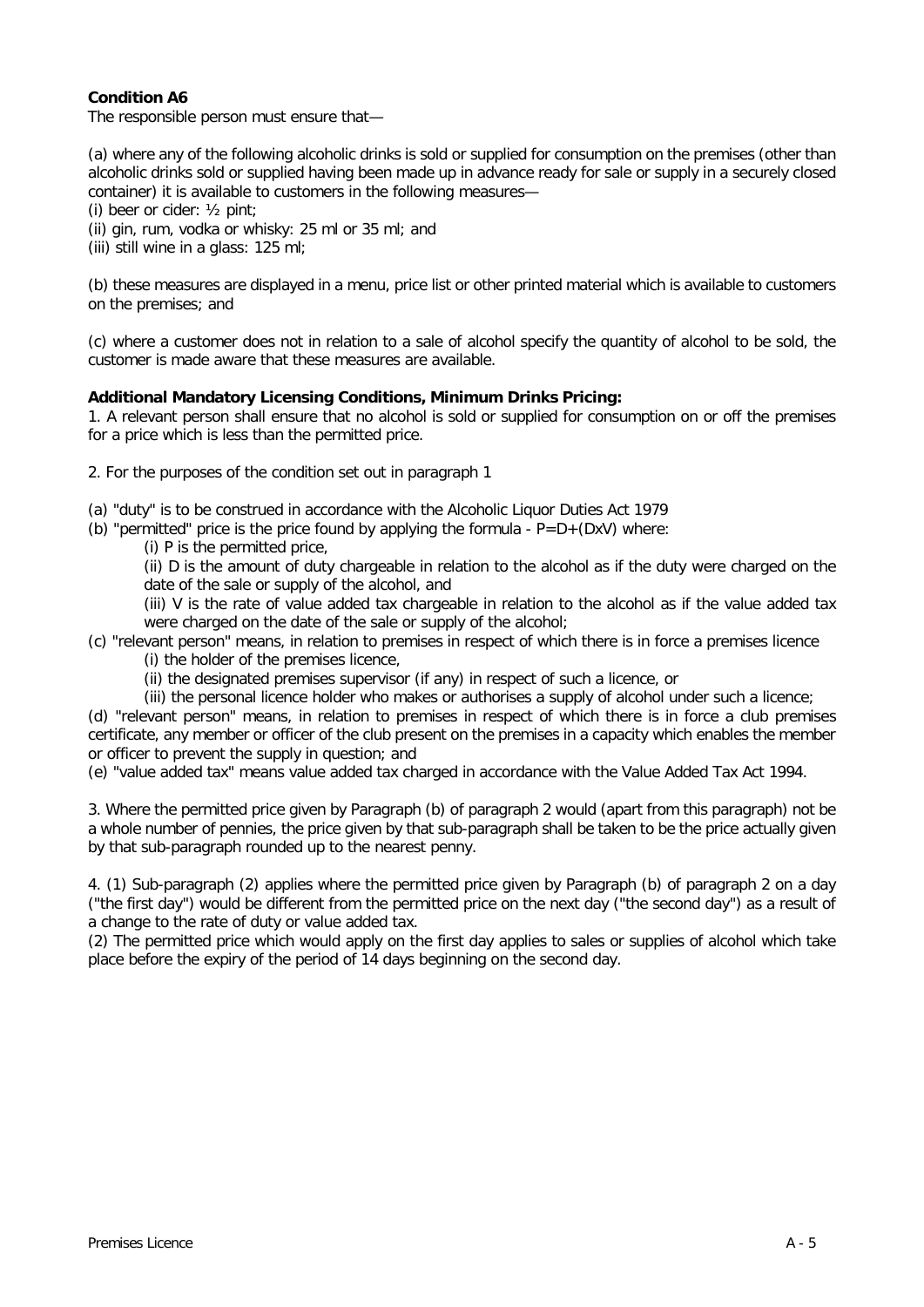**Condition A6**

The responsible person must ensure that—

(a) where any of the following alcoholic drinks is sold or supplied for consumption on the premises (other than alcoholic drinks sold or supplied having been made up in advance ready for sale or supply in a securely closed container) it is available to customers in the following measures—

(i) beer or cider: ½ pint;
(ii) gin, rum, vodka or whisky: 25 ml or 35 ml; and
(iii) still wine in a glass: 125 ml;

(b) these measures are displayed in a menu, price list or other printed material which is available to customers on the premises; and

(c) where a customer does not in relation to a sale of alcohol specify the quantity of alcohol to be sold, the customer is made aware that these measures are available.

**Additional Mandatory Licensing Conditions, Minimum Drinks Pricing:**

1. A relevant person shall ensure that no alcohol is sold or supplied for consumption on or off the premises for a price which is less than the permitted price.

2. For the purposes of the condition set out in paragraph 1

(a) "duty" is to be construed in accordance with the Alcoholic Liquor Duties Act 1979
(b) "permitted" price is the price found by applying the formula - $P=D+(DxV)$ where:
   (i) P is the permitted price,
   (ii) D is the amount of duty chargeable in relation to the alcohol as if the duty were charged on the date of the sale or supply of the alcohol, and
   (iii) V is the rate of value added tax chargeable in relation to the alcohol as if the value added tax were charged on the date of the sale or supply of the alcohol;
(c) "relevant person" means, in relation to premises in respect of which there is in force a premises licence
   (i) the holder of the premises licence,
   (ii) the designated premises supervisor (if any) in respect of such a licence, or
   (iii) the personal licence holder who makes or authorises a supply of alcohol under such a licence;
(d) "relevant person" means, in relation to premises in respect of which there is in force a club premises certificate, any member or officer of the club present on the premises in a capacity which enables the member or officer to prevent the supply in question; and
(e) "value added tax" means value added tax charged in accordance with the Value Added Tax Act 1994.

3. Where the permitted price given by Paragraph (b) of paragraph 2 would (apart from this paragraph) not be a whole number of pennies, the price given by that sub-paragraph shall be taken to be the price actually given by that sub-paragraph rounded up to the nearest penny.

4. (1) Sub-paragraph (2) applies where the permitted price given by Paragraph (b) of paragraph 2 on a day ("the first day") would be different from the permitted price on the next day ("the second day") as a result of a change to the rate of duty or value added tax.
(2) The permitted price which would apply on the first day applies to sales or supplies of alcohol which take place before the expiry of the period of 14 days beginning on the second day.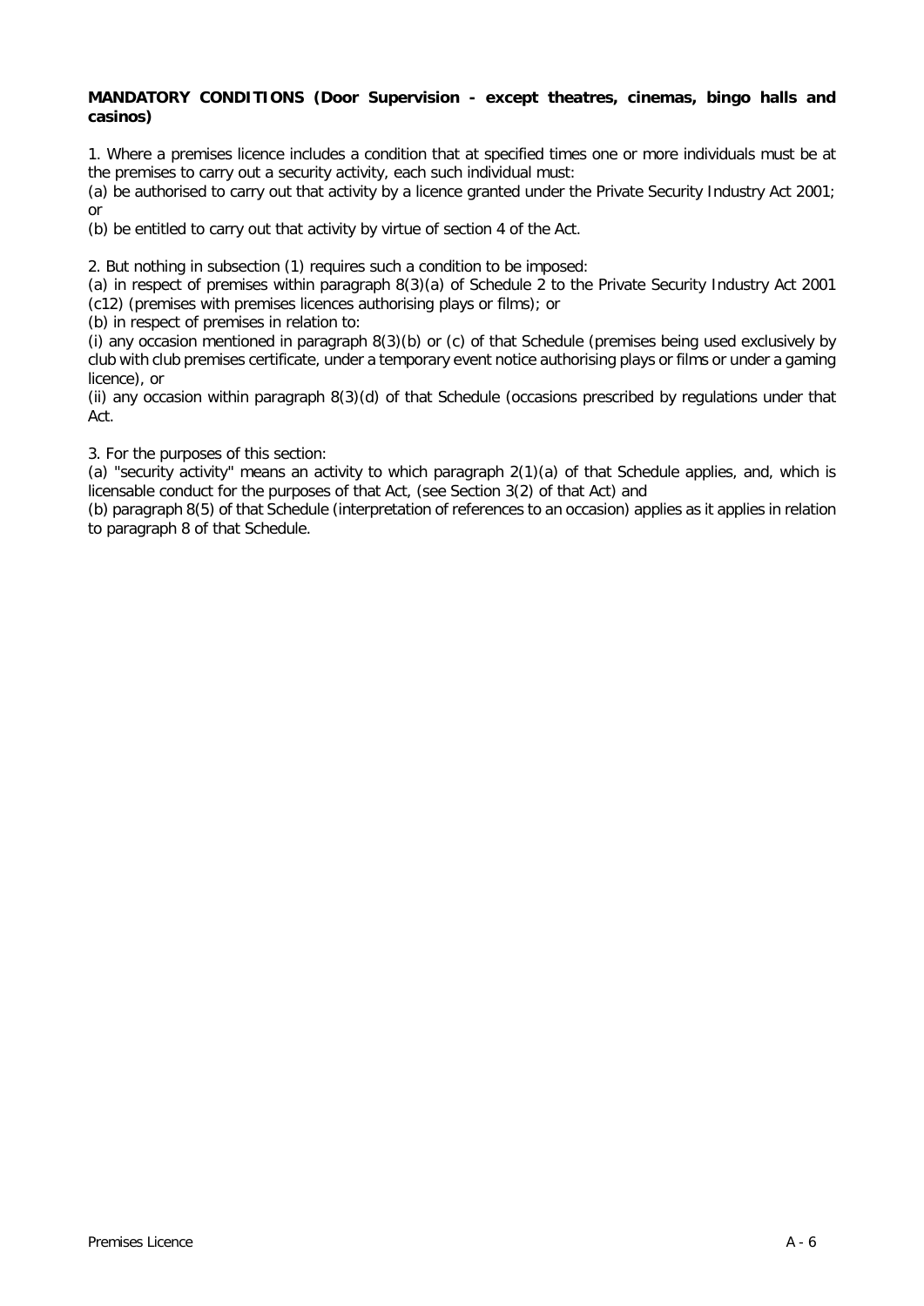**MANDATORY CONDITIONS (Door Supervision - except theatres, cinemas, bingo halls and casinos)**

1. Where a premises licence includes a condition that at specified times one or more individuals must be at the premises to carry out a security activity, each such individual must:
(a) be authorised to carry out that activity by a licence granted under the Private Security Industry Act 2001; or
(b) be entitled to carry out that activity by virtue of section 4 of the Act.

2. But nothing in subsection (1) requires such a condition to be imposed:
(a) in respect of premises within paragraph 8(3)(a) of Schedule 2 to the Private Security Industry Act 2001 (c12) (premises with premises licences authorising plays or films); or
(b) in respect of premises in relation to:
(i) any occasion mentioned in paragraph 8(3)(b) or (c) of that Schedule (premises being used exclusively by club with club premises certificate, under a temporary event notice authorising plays or films or under a gaming licence), or
(ii) any occasion within paragraph 8(3)(d) of that Schedule (occasions prescribed by regulations under that Act.

3. For the purposes of this section:
(a) "security activity" means an activity to which paragraph 2(1)(a) of that Schedule applies, and, which is licensable conduct for the purposes of that Act, (see Section 3(2) of that Act) and
(b) paragraph 8(5) of that Schedule (interpretation of references to an occasion) applies as it applies in relation to paragraph 8 of that Schedule.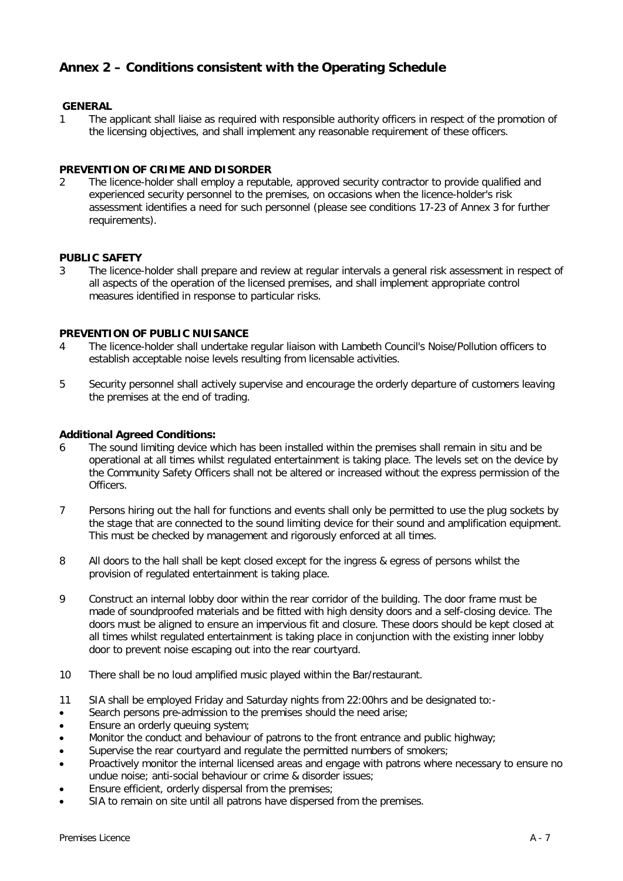## Annex 2 – Conditions consistent with the Operating Schedule

**GENERAL**

1 The applicant shall liaise as required with responsible authority officers in respect of the promotion of the licensing objectives, and shall implement any reasonable requirement of these officers.

**PREVENTION OF CRIME AND DISORDER**

2 The licence-holder shall employ a reputable, approved security contractor to provide qualified and experienced security personnel to the premises, on occasions when the licence-holder's risk assessment identifies a need for such personnel (please see conditions 17-23 of Annex 3 for further requirements).

**PUBLIC SAFETY**

3 The licence-holder shall prepare and review at regular intervals a general risk assessment in respect of all aspects of the operation of the licensed premises, and shall implement appropriate control measures identified in response to particular risks.

**PREVENTION OF PUBLIC NUISANCE**

4 The licence-holder shall undertake regular liaison with Lambeth Council's Noise/Pollution officers to establish acceptable noise levels resulting from licensable activities.

5 Security personnel shall actively supervise and encourage the orderly departure of customers leaving the premises at the end of trading.

**Additional Agreed Conditions:**

6 The sound limiting device which has been installed within the premises shall remain in situ and be operational at all times whilst regulated entertainment is taking place. The levels set on the device by the Community Safety Officers shall not be altered or increased without the express permission of the Officers.

7 Persons hiring out the hall for functions and events shall only be permitted to use the plug sockets by the stage that are connected to the sound limiting device for their sound and amplification equipment. This must be checked by management and rigorously enforced at all times.

8 All doors to the hall shall be kept closed except for the ingress & egress of persons whilst the provision of regulated entertainment is taking place.

9 Construct an internal lobby door within the rear corridor of the building. The door frame must be made of soundproofed materials and be fitted with high density doors and a self-closing device. The doors must be aligned to ensure an impervious fit and closure. These doors should be kept closed at all times whilst regulated entertainment is taking place in conjunction with the existing inner lobby door to prevent noise escaping out into the rear courtyard.

10 There shall be no loud amplified music played within the Bar/restaurant.

11 SIA shall be employed Friday and Saturday nights from 22:00hrs and be designated to:-

- Search persons pre-admission to the premises should the need arise;
- Ensure an orderly queuing system;
- Monitor the conduct and behaviour of patrons to the front entrance and public highway;
- Supervise the rear courtyard and regulate the permitted numbers of smokers;
- Proactively monitor the internal licensed areas and engage with patrons where necessary to ensure no undue noise; anti-social behaviour or crime & disorder issues;
- Ensure efficient, orderly dispersal from the premises;
- SIA to remain on site until all patrons have dispersed from the premises.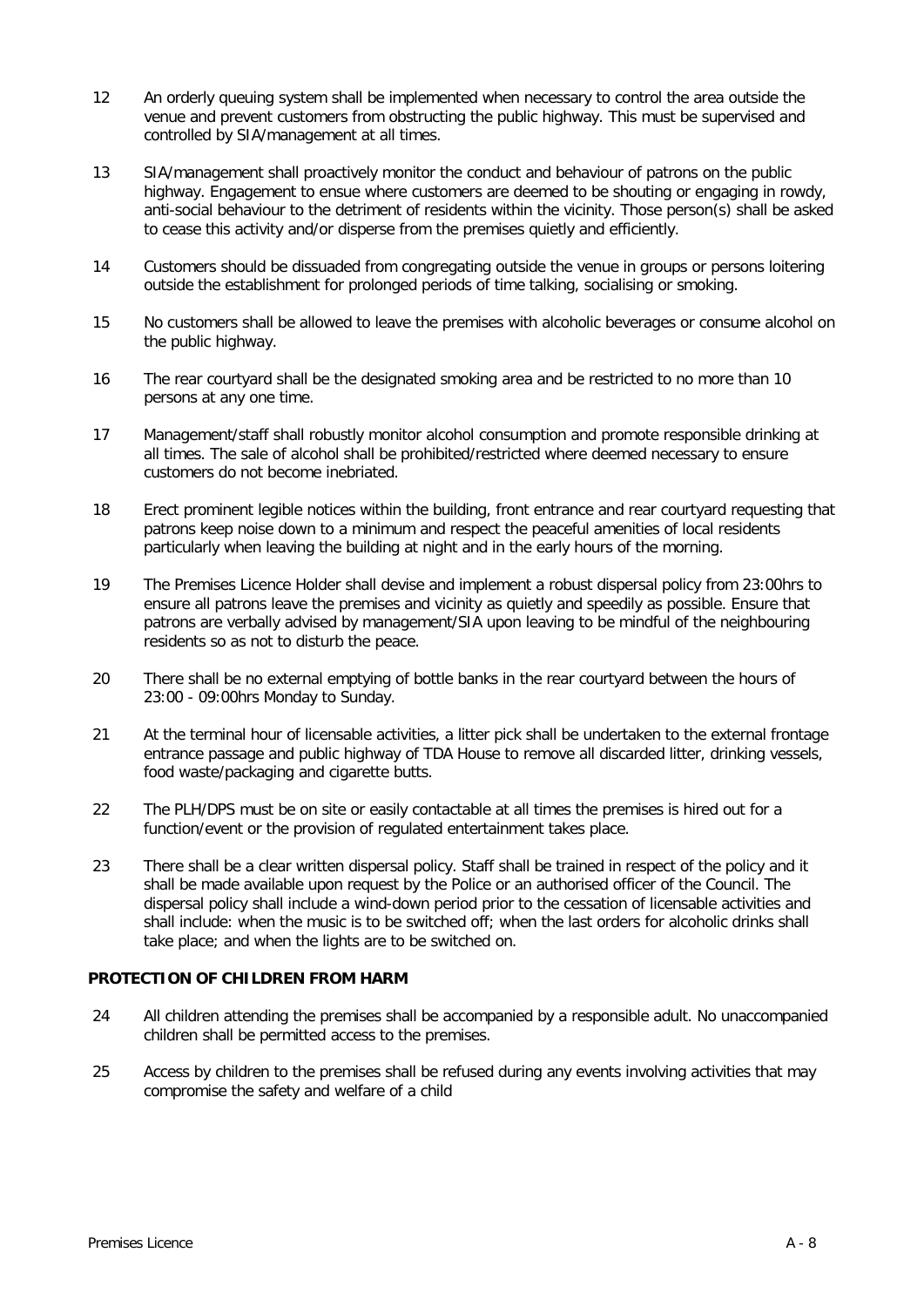12 An orderly queuing system shall be implemented when necessary to control the area outside the venue and prevent customers from obstructing the public highway. This must be supervised and controlled by SIA/management at all times.

13 SIA/management shall proactively monitor the conduct and behaviour of patrons on the public highway. Engagement to ensue where customers are deemed to be shouting or engaging in rowdy, anti-social behaviour to the detriment of residents within the vicinity. Those person(s) shall be asked to cease this activity and/or disperse from the premises quietly and efficiently.

14 Customers should be dissuaded from congregating outside the venue in groups or persons loitering outside the establishment for prolonged periods of time talking, socialising or smoking.

15 No customers shall be allowed to leave the premises with alcoholic beverages or consume alcohol on the public highway.

16 The rear courtyard shall be the designated smoking area and be restricted to no more than 10 persons at any one time.

17 Management/staff shall robustly monitor alcohol consumption and promote responsible drinking at all times. The sale of alcohol shall be prohibited/restricted where deemed necessary to ensure customers do not become inebriated.

18 Erect prominent legible notices within the building, front entrance and rear courtyard requesting that patrons keep noise down to a minimum and respect the peaceful amenities of local residents particularly when leaving the building at night and in the early hours of the morning.

19 The Premises Licence Holder shall devise and implement a robust dispersal policy from 23:00hrs to ensure all patrons leave the premises and vicinity as quietly and speedily as possible. Ensure that patrons are verbally advised by management/SIA upon leaving to be mindful of the neighbouring residents so as not to disturb the peace.

20 There shall be no external emptying of bottle banks in the rear courtyard between the hours of 23:00 - 09:00hrs Monday to Sunday.

21 At the terminal hour of licensable activities, a litter pick shall be undertaken to the external frontage entrance passage and public highway of TDA House to remove all discarded litter, drinking vessels, food waste/packaging and cigarette butts.

22 The PLH/DPS must be on site or easily contactable at all times the premises is hired out for a function/event or the provision of regulated entertainment takes place.

23 There shall be a clear written dispersal policy. Staff shall be trained in respect of the policy and it shall be made available upon request by the Police or an authorised officer of the Council. The dispersal policy shall include a wind-down period prior to the cessation of licensable activities and shall include: when the music is to be switched off; when the last orders for alcoholic drinks shall take place; and when the lights are to be switched on.

**PROTECTION OF CHILDREN FROM HARM**

24 All children attending the premises shall be accompanied by a responsible adult. No unaccompanied children shall be permitted access to the premises.

25 Access by children to the premises shall be refused during any events involving activities that may compromise the safety and welfare of a child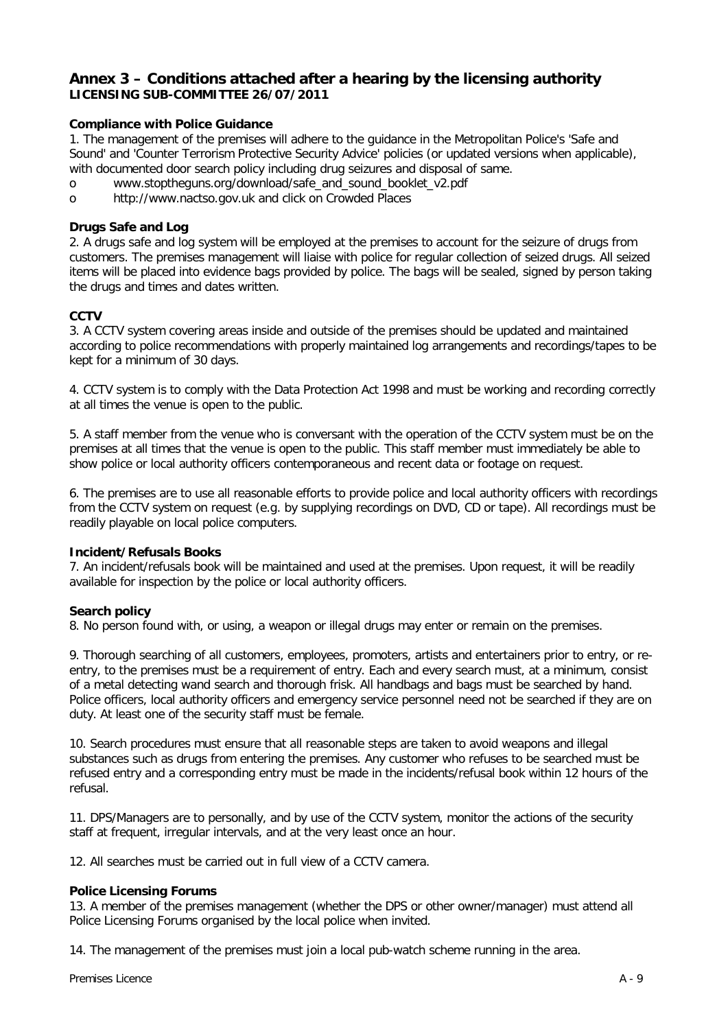## Annex 3 – Conditions attached after a hearing by the licensing authority

**LICENSING SUB-COMMITTEE 26/07/2011**

**Compliance with Police Guidance**

1. The management of the premises will adhere to the guidance in the Metropolitan Police's 'Safe and Sound' and 'Counter Terrorism Protective Security Advice' policies (or updated versions when applicable), with documented door search policy including drug seizures and disposal of same.

- www.stoptheguns.org/download/safe_and_sound_booklet_v2.pdf
- http://www.nactso.gov.uk and click on Crowded Places

**Drugs Safe and Log**

2. A drugs safe and log system will be employed at the premises to account for the seizure of drugs from customers. The premises management will liaise with police for regular collection of seized drugs. All seized items will be placed into evidence bags provided by police. The bags will be sealed, signed by person taking the drugs and times and dates written.

**CCTV**

3. A CCTV system covering areas inside and outside of the premises should be updated and maintained according to police recommendations with properly maintained log arrangements and recordings/tapes to be kept for a minimum of 30 days.

4. CCTV system is to comply with the Data Protection Act 1998 and must be working and recording correctly at all times the venue is open to the public.

5. A staff member from the venue who is conversant with the operation of the CCTV system must be on the premises at all times that the venue is open to the public. This staff member must immediately be able to show police or local authority officers contemporaneous and recent data or footage on request.

6. The premises are to use all reasonable efforts to provide police and local authority officers with recordings from the CCTV system on request (e.g. by supplying recordings on DVD, CD or tape). All recordings must be readily playable on local police computers.

**Incident/Refusals Books**

7. An incident/refusals book will be maintained and used at the premises. Upon request, it will be readily available for inspection by the police or local authority officers.

**Search policy**

8. No person found with, or using, a weapon or illegal drugs may enter or remain on the premises.

9. Thorough searching of all customers, employees, promoters, artists and entertainers prior to entry, or re-entry, to the premises must be a requirement of entry. Each and every search must, at a minimum, consist of a metal detecting wand search and thorough frisk. All handbags and bags must be searched by hand. Police officers, local authority officers and emergency service personnel need not be searched if they are on duty. At least one of the security staff must be female.

10. Search procedures must ensure that all reasonable steps are taken to avoid weapons and illegal substances such as drugs from entering the premises. Any customer who refuses to be searched must be refused entry and a corresponding entry must be made in the incidents/refusal book within 12 hours of the refusal.

11. DPS/Managers are to personally, and by use of the CCTV system, monitor the actions of the security staff at frequent, irregular intervals, and at the very least once an hour.

12. All searches must be carried out in full view of a CCTV camera.

**Police Licensing Forums**

13. A member of the premises management (whether the DPS or other owner/manager) must attend all Police Licensing Forums organised by the local police when invited.

14. The management of the premises must join a local pub-watch scheme running in the area.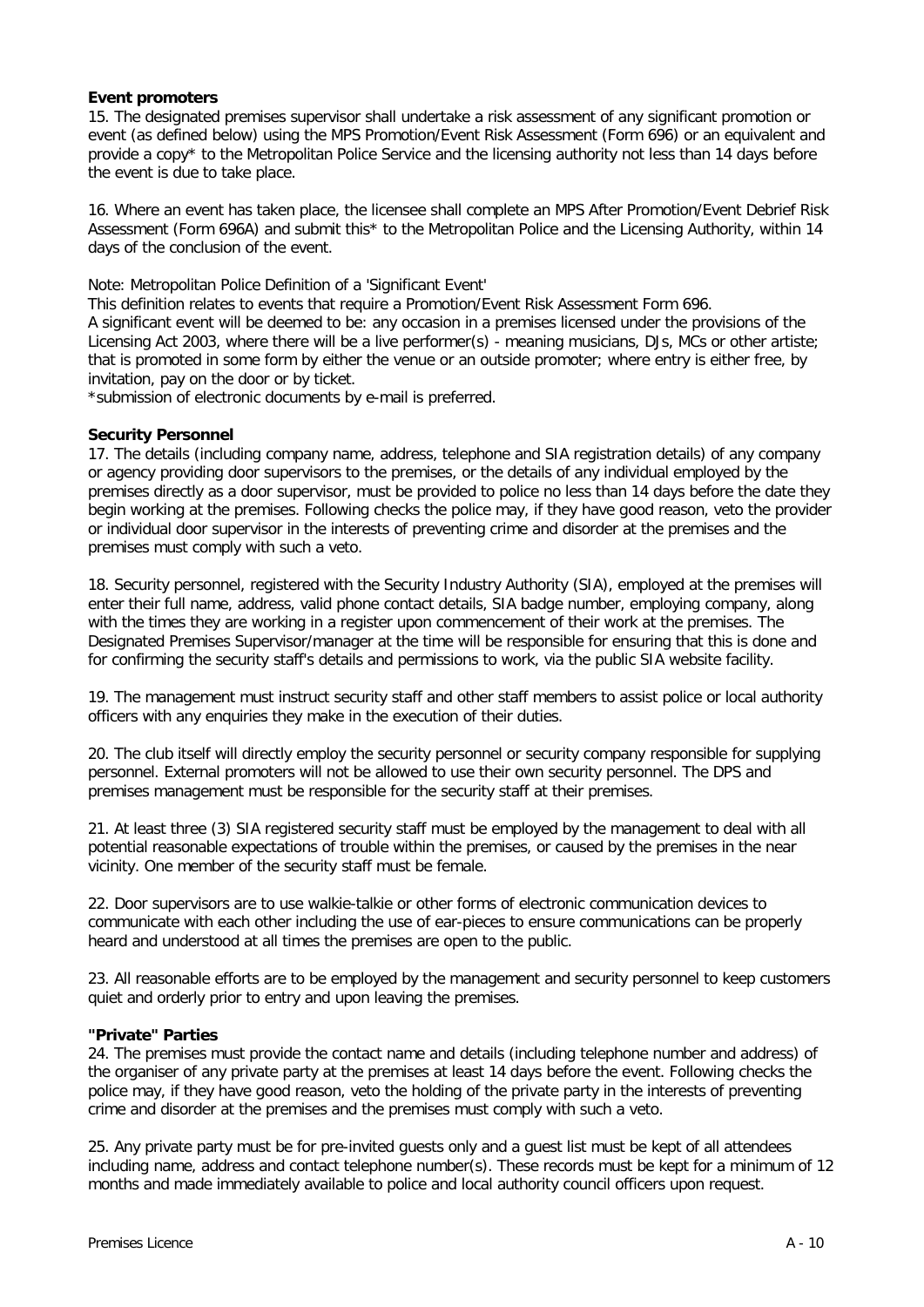**Event promoters**

15. The designated premises supervisor shall undertake a risk assessment of any significant promotion or event (as defined below) using the MPS Promotion/Event Risk Assessment (Form 696) or an equivalent and provide a copy* to the Metropolitan Police Service and the licensing authority not less than 14 days before the event is due to take place.

16. Where an event has taken place, the licensee shall complete an MPS After Promotion/Event Debrief Risk Assessment (Form 696A) and submit this* to the Metropolitan Police and the Licensing Authority, within 14 days of the conclusion of the event.

Note: Metropolitan Police Definition of a 'Significant Event'
This definition relates to events that require a Promotion/Event Risk Assessment Form 696.
A significant event will be deemed to be: any occasion in a premises licensed under the provisions of the Licensing Act 2003, where there will be a live performer(s) - meaning musicians, DJs, MCs or other artiste; that is promoted in some form by either the venue or an outside promoter; where entry is either free, by invitation, pay on the door or by ticket.
*submission of electronic documents by e-mail is preferred.

**Security Personnel**

17. The details (including company name, address, telephone and SIA registration details) of any company or agency providing door supervisors to the premises, or the details of any individual employed by the premises directly as a door supervisor, must be provided to police no less than 14 days before the date they begin working at the premises. Following checks the police may, if they have good reason, veto the provider or individual door supervisor in the interests of preventing crime and disorder at the premises and the premises must comply with such a veto.

18. Security personnel, registered with the Security Industry Authority (SIA), employed at the premises will enter their full name, address, valid phone contact details, SIA badge number, employing company, along with the times they are working in a register upon commencement of their work at the premises. The Designated Premises Supervisor/manager at the time will be responsible for ensuring that this is done and for confirming the security staff's details and permissions to work, via the public SIA website facility.

19. The management must instruct security staff and other staff members to assist police or local authority officers with any enquiries they make in the execution of their duties.

20. The club itself will directly employ the security personnel or security company responsible for supplying personnel. External promoters will not be allowed to use their own security personnel. The DPS and premises management must be responsible for the security staff at their premises.

21. At least three (3) SIA registered security staff must be employed by the management to deal with all potential reasonable expectations of trouble within the premises, or caused by the premises in the near vicinity. One member of the security staff must be female.

22. Door supervisors are to use walkie-talkie or other forms of electronic communication devices to communicate with each other including the use of ear-pieces to ensure communications can be properly heard and understood at all times the premises are open to the public.

23. All reasonable efforts are to be employed by the management and security personnel to keep customers quiet and orderly prior to entry and upon leaving the premises.

**"Private" Parties**

24. The premises must provide the contact name and details (including telephone number and address) of the organiser of any private party at the premises at least 14 days before the event. Following checks the police may, if they have good reason, veto the holding of the private party in the interests of preventing crime and disorder at the premises and the premises must comply with such a veto.

25. Any private party must be for pre-invited guests only and a guest list must be kept of all attendees including name, address and contact telephone number(s). These records must be kept for a minimum of 12 months and made immediately available to police and local authority council officers upon request.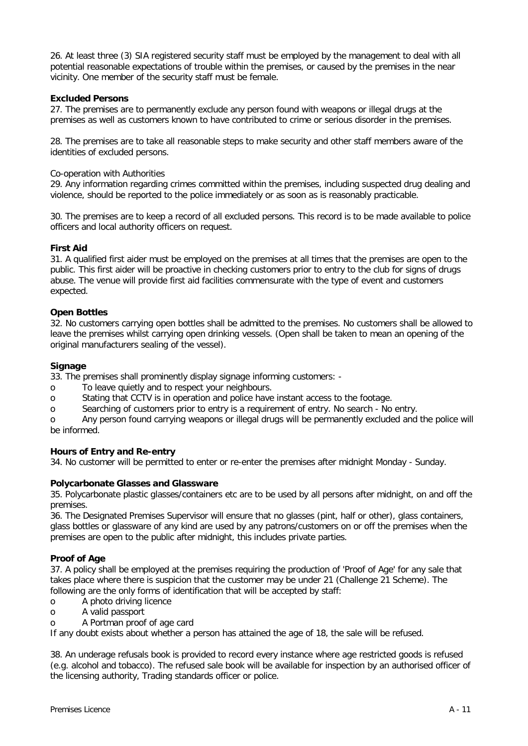26. At least three (3) SIA registered security staff must be employed by the management to deal with all potential reasonable expectations of trouble within the premises, or caused by the premises in the near vicinity. One member of the security staff must be female.

**Excluded Persons**

27. The premises are to permanently exclude any person found with weapons or illegal drugs at the premises as well as customers known to have contributed to crime or serious disorder in the premises.

28. The premises are to take all reasonable steps to make security and other staff members aware of the identities of excluded persons.

Co-operation with Authorities

29. Any information regarding crimes committed within the premises, including suspected drug dealing and violence, should be reported to the police immediately or as soon as is reasonably practicable.

30. The premises are to keep a record of all excluded persons. This record is to be made available to police officers and local authority officers on request.

**First Aid**

31. A qualified first aider must be employed on the premises at all times that the premises are open to the public. This first aider will be proactive in checking customers prior to entry to the club for signs of drugs abuse. The venue will provide first aid facilities commensurate with the type of event and customers expected.

**Open Bottles**

32. No customers carrying open bottles shall be admitted to the premises. No customers shall be allowed to leave the premises whilst carrying open drinking vessels. (Open shall be taken to mean an opening of the original manufacturers sealing of the vessel).

**Signage**

33. The premises shall prominently display signage informing customers: -

- To leave quietly and to respect your neighbours.
- Stating that CCTV is in operation and police have instant access to the footage.
- Searching of customers prior to entry is a requirement of entry. No search - No entry.
- Any person found carrying weapons or illegal drugs will be permanently excluded and the police will be informed.

**Hours of Entry and Re-entry**

34. No customer will be permitted to enter or re-enter the premises after midnight Monday - Sunday.

**Polycarbonate Glasses and Glassware**

35. Polycarbonate plastic glasses/containers etc are to be used by all persons after midnight, on and off the premises.

36. The Designated Premises Supervisor will ensure that no glasses (pint, half or other), glass containers, glass bottles or glassware of any kind are used by any patrons/customers on or off the premises when the premises are open to the public after midnight, this includes private parties.

**Proof of Age**

37. A policy shall be employed at the premises requiring the production of 'Proof of Age' for any sale that takes place where there is suspicion that the customer may be under 21 (Challenge 21 Scheme). The following are the only forms of identification that will be accepted by staff:

- A photo driving licence
- A valid passport
- A Portman proof of age card

If any doubt exists about whether a person has attained the age of 18, the sale will be refused.

38. An underage refusals book is provided to record every instance where age restricted goods is refused (e.g. alcohol and tobacco). The refused sale book will be available for inspection by an authorised officer of the licensing authority, Trading standards officer or police.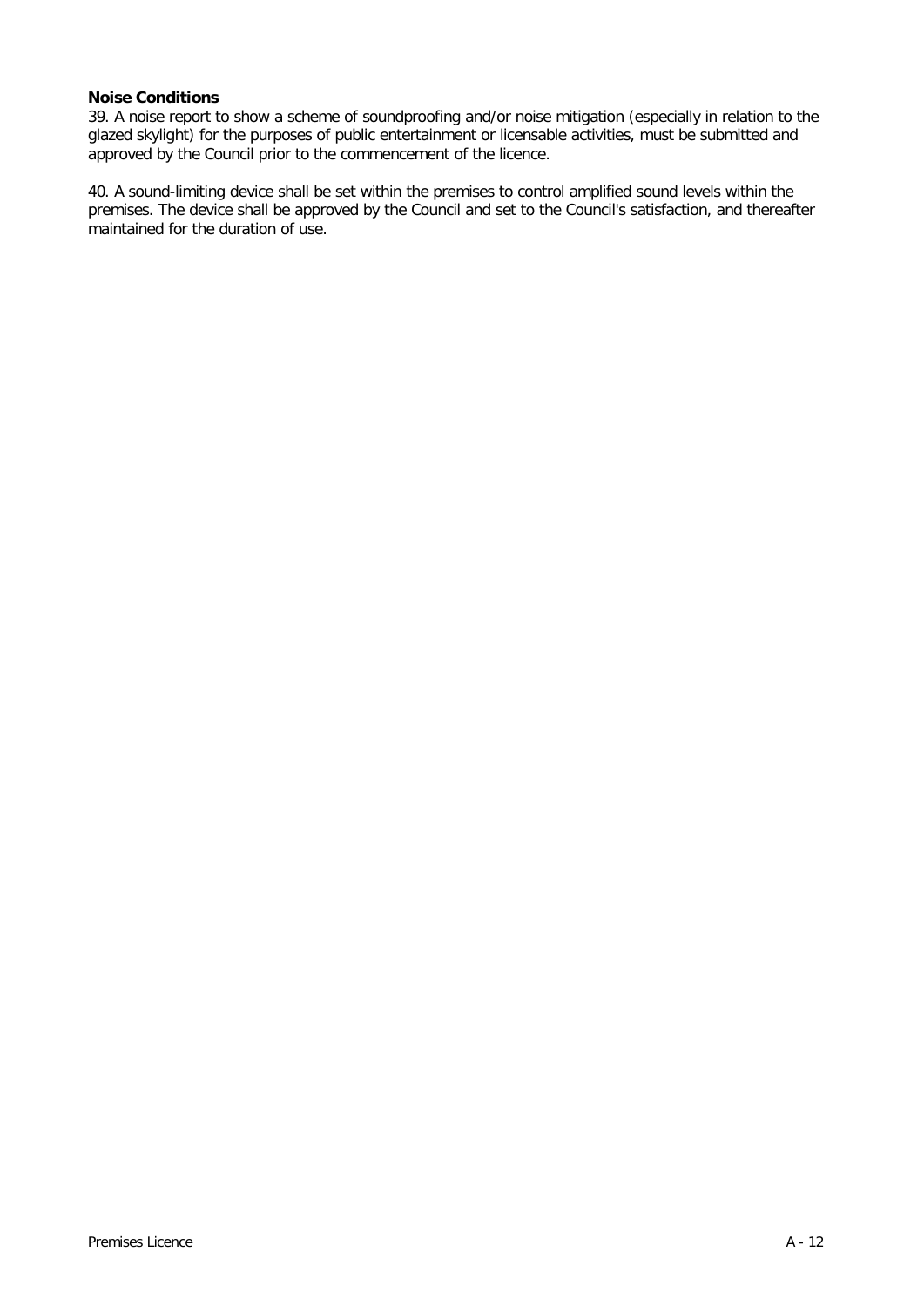**Noise Conditions**

39. A noise report to show a scheme of soundproofing and/or noise mitigation (especially in relation to the glazed skylight) for the purposes of public entertainment or licensable activities, must be submitted and approved by the Council prior to the commencement of the licence.

40. A sound-limiting device shall be set within the premises to control amplified sound levels within the premises. The device shall be approved by the Council and set to the Council's satisfaction, and thereafter maintained for the duration of use.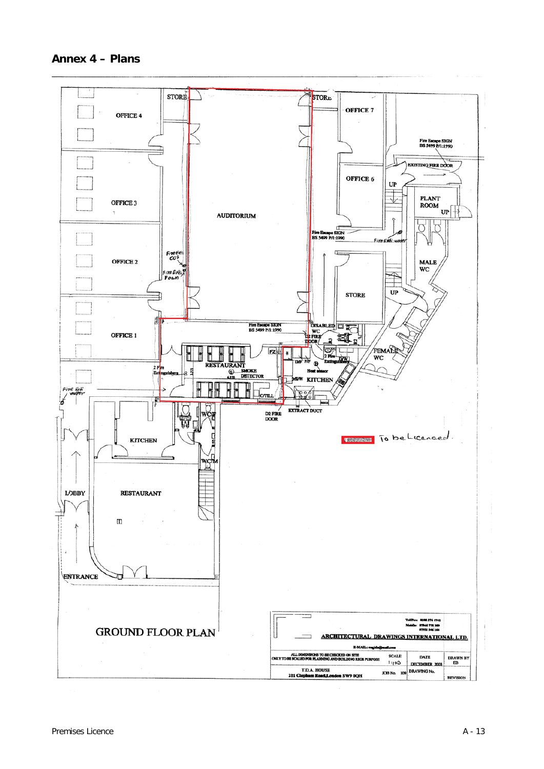## Annex 4 – Plans

STORE

OFFICE 4

STORE

OFFICE 7

Fire Escape SIGN BS 5499 P/1:1990

EXISTING FIRE DOOR

OFFICE 6

UP

PLANT ROOM

UP

OFFICE 3

AUDITORIUM

Fire Escape SIGN BS 5499 P/1:1990

Fire Exit water

Fire Exit CO2

OFFICE 2

Fire Exit Foam

MALE WC

STORE

UP

Fire Escape SIGN BS 5499 P/1:1990

DISABLED WC

D2 FIRE DOOR

OFFICE 1

FZ

2 Fire Extinguishers

FEMALE WC

RESTAURANT

2 Fire Extinguishers

SMOKE DETECTOR

Heat sensor

MI/W KITCHEN

Fire exit water

C/TILL

EXTRACT DUCT

D2 FIRE DOOR

WC/F

KITCHEN

To be Licenced.

WC/M

LOBBY

RESTAURANT

ENTRANCE

GROUND FLOOR PLAN

ARCHITECTURAL DRAWINGS INTERNATIONAL LTD.

ALL DIMENSIONS TO BE CHECKED ON SITE ONLY TO BE SCALED FOR PLANNING AND BUILDING REGS PURPOSE

| SCALE | DATE | DRAWN BY |
|---|---|---|
| 1:100 | DECEMBER 2003 | EB |

T.D.A. HOUSE
211 Clapham Road, London SW9 0QH

JOB No. 109 | DRAWING No. | REVISION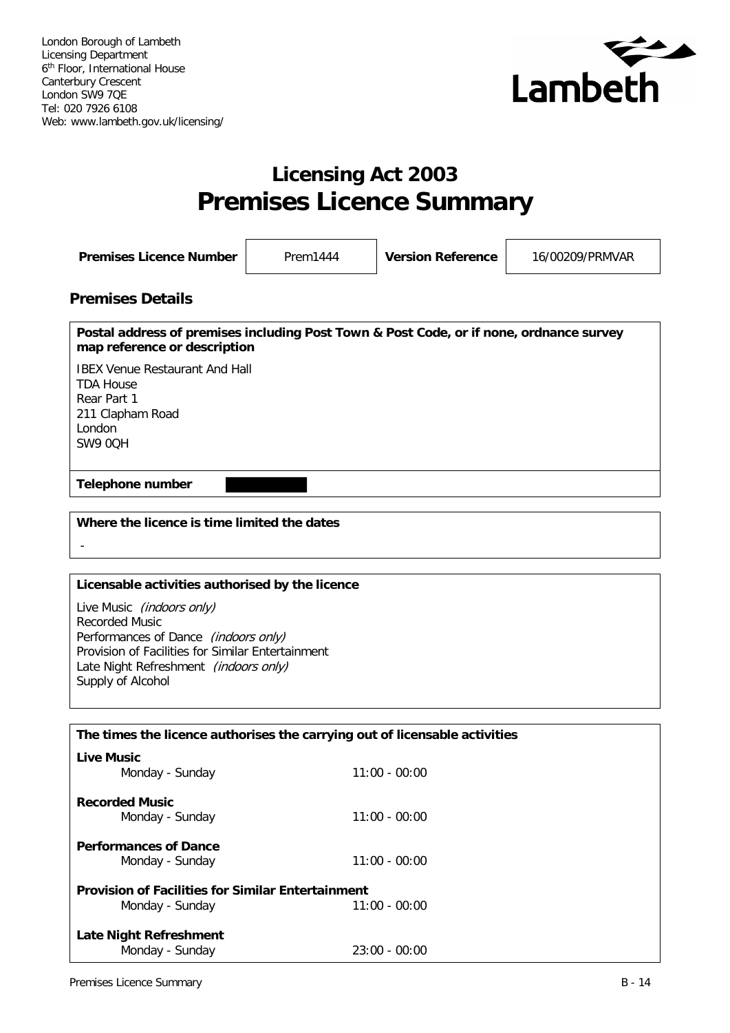London Borough of Lambeth
Licensing Department
6th Floor, International House
Canterbury Crescent
London SW9 7QE
Tel: 020 7926 6108
Web: www.lambeth.gov.uk/licensing/

Lambeth

# Licensing Act 2003
# Premises Licence Summary

| **Premises Licence Number** | Prem1444 | **Version Reference** | 16/00209/PRMVAR |
|---|---|---|---|

## Premises Details

**Postal address of premises including Post Town & Post Code, or if none, ordnance survey map reference or description**

IBEX Venue Restaurant And Hall
TDA House
Rear Part 1
211 Clapham Road
London
SW9 0QH

**Telephone number**

**Where the licence is time limited the dates**

-

**Licensable activities authorised by the licence**

Live Music *(indoors only)*
Recorded Music
Performances of Dance *(indoors only)*
Provision of Facilities for Similar Entertainment
Late Night Refreshment *(indoors only)*
Supply of Alcohol

**The times the licence authorises the carrying out of licensable activities**

**Live Music**
Monday - Sunday 11:00 - 00:00

**Recorded Music**
Monday - Sunday 11:00 - 00:00

**Performances of Dance**
Monday - Sunday 11:00 - 00:00

**Provision of Facilities for Similar Entertainment**
Monday - Sunday 11:00 - 00:00

**Late Night Refreshment**
Monday - Sunday 23:00 - 00:00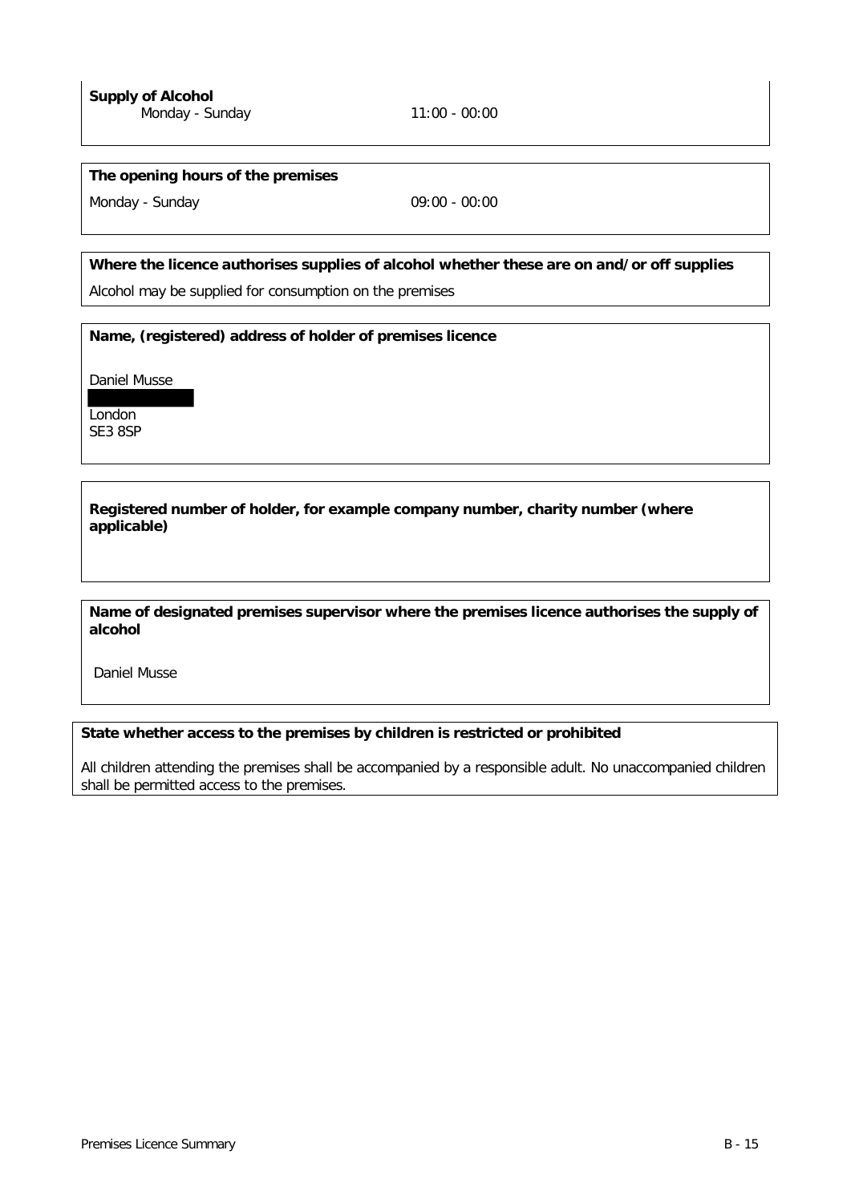**Supply of Alcohol**

Monday - Sunday 11:00 - 00:00

**The opening hours of the premises**

Monday - Sunday 09:00 - 00:00

**Where the licence authorises supplies of alcohol whether these are on and/or off supplies**

Alcohol may be supplied for consumption on the premises

**Name, (registered) address of holder of premises licence**

Daniel Musse

London
SE3 8SP

**Registered number of holder, for example company number, charity number (where applicable)**

**Name of designated premises supervisor where the premises licence authorises the supply of alcohol**

Daniel Musse

**State whether access to the premises by children is restricted or prohibited**

All children attending the premises shall be accompanied by a responsible adult. No unaccompanied children shall be permitted access to the premises.